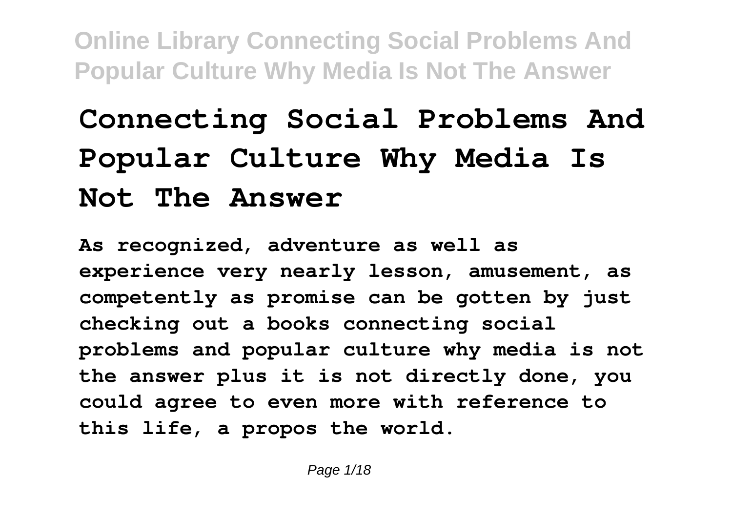# Connecting Social Problems And Popular Culture Why Media Is Not The Answer

**As recognized, adventure as well as experience very nearly lesson, amusement, as competently as promise can be gotten by just checking out a books connecting social problems and popular culture why media is not the answer plus it is not directly done, you could agree to even more with reference to this life, a propos the world.**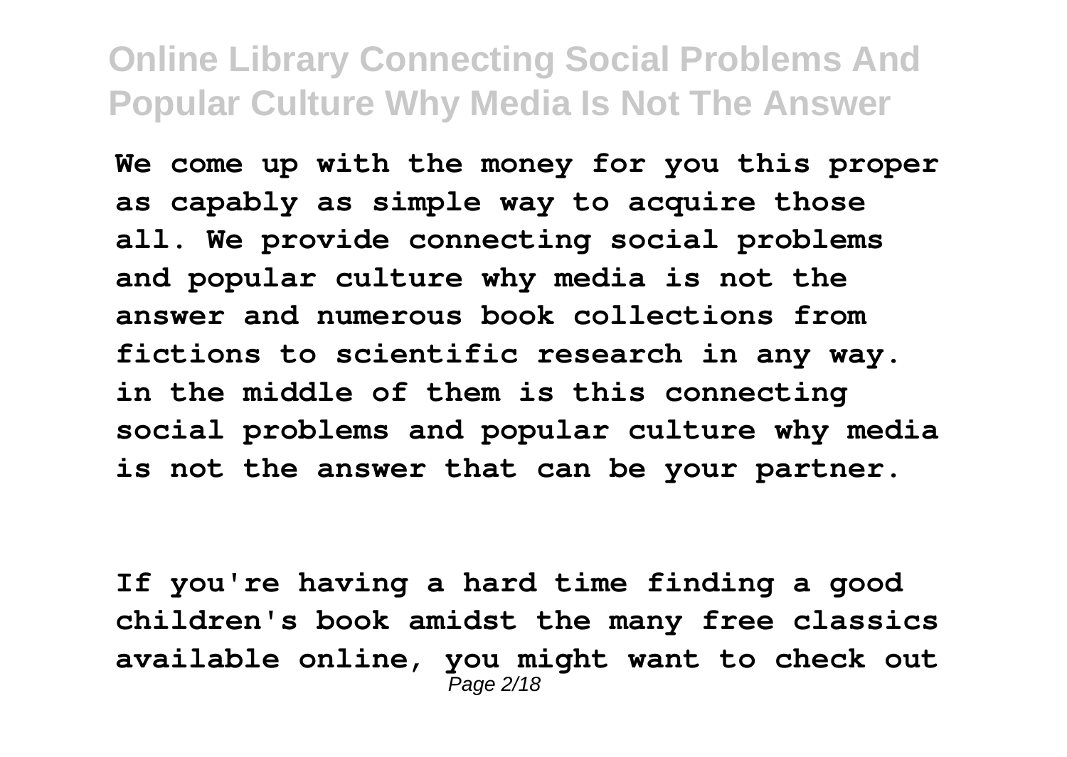**We come up with the money for you this proper as capably as simple way to acquire those all. We provide connecting social problems and popular culture why media is not the answer and numerous book collections from fictions to scientific research in any way. in the middle of them is this connecting social problems and popular culture why media is not the answer that can be your partner.**

**If you're having a hard time finding a good children's book amidst the many free classics available online, you might want to check out**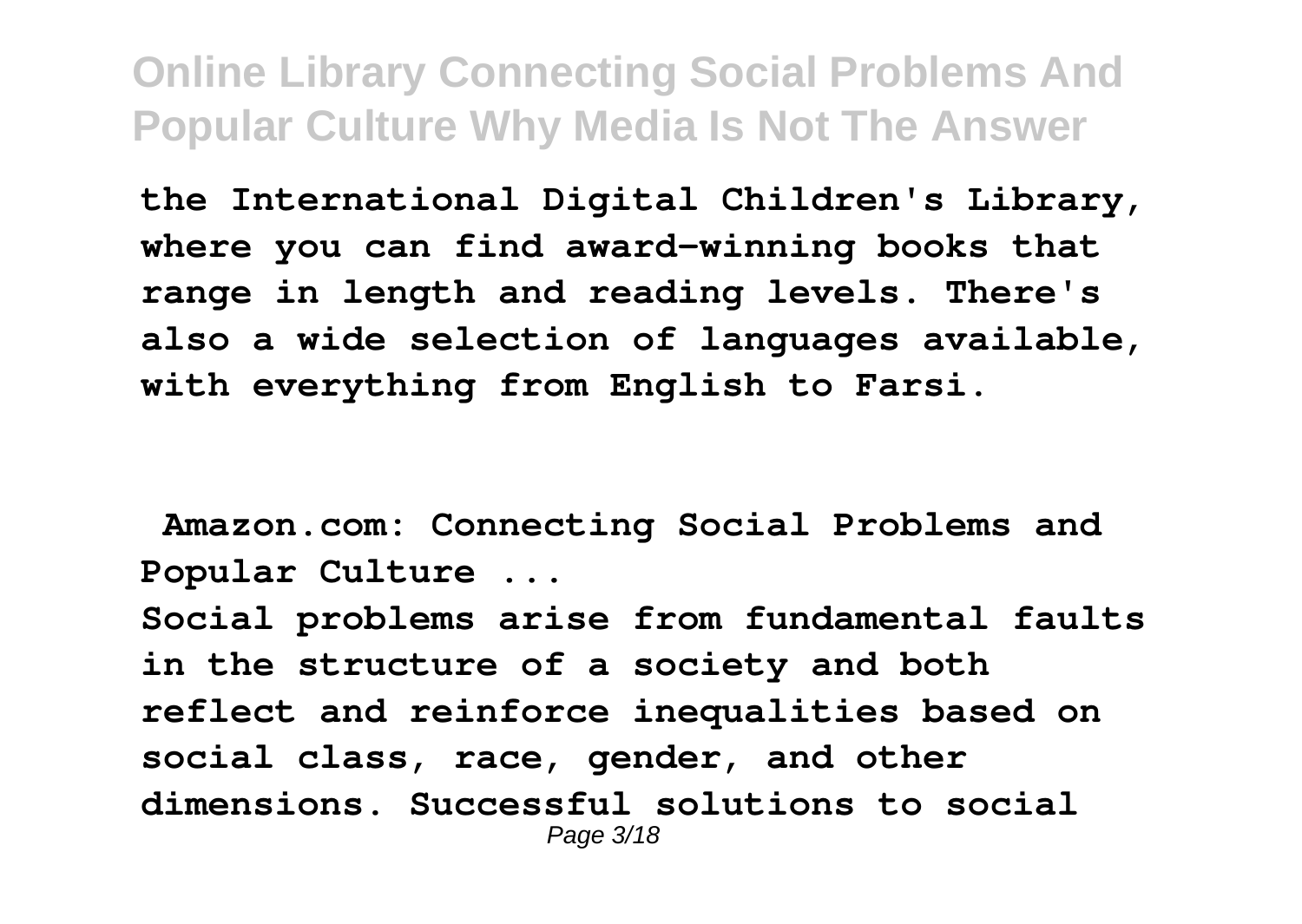**the International Digital Children's Library, where you can find award-winning books that range in length and reading levels. There's also a wide selection of languages available, with everything from English to Farsi.**

**Amazon.com: Connecting Social Problems and Popular Culture ...**

**Social problems arise from fundamental faults in the structure of a society and both reflect and reinforce inequalities based on social class, race, gender, and other dimensions. Successful solutions to social**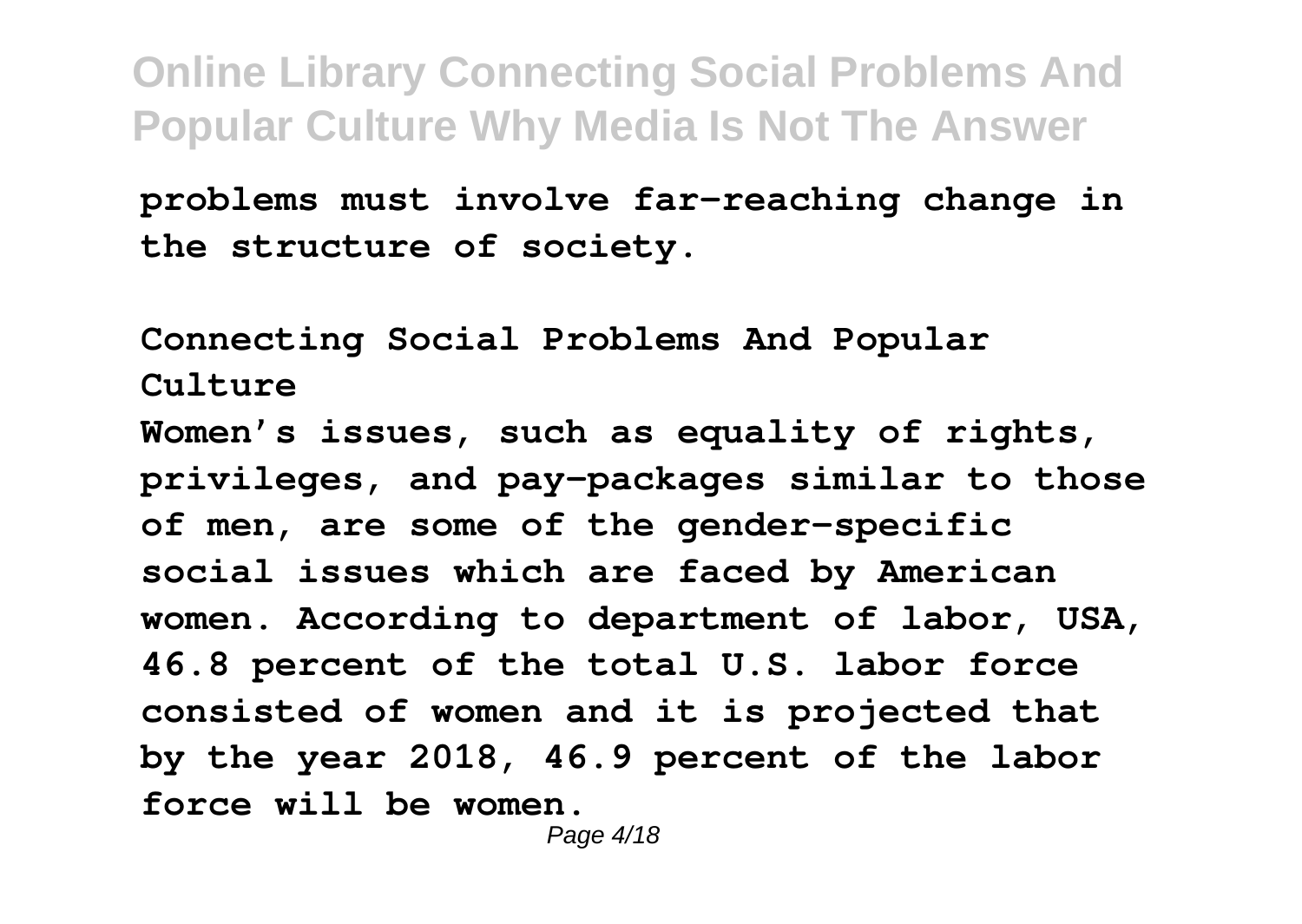problems must involve far-reaching change in the structure of society.

**Connecting Social Problems And Popular Culture**

Women's issues, such as equality of rights, privileges, and pay-packages similar to those of men, are some of the gender-specific social issues which are faced by American women. According to department of labor, USA, 46.8 percent of the total U.S. labor force consisted of women and it is projected that by the year 2018, 46.9 percent of the labor force will be women.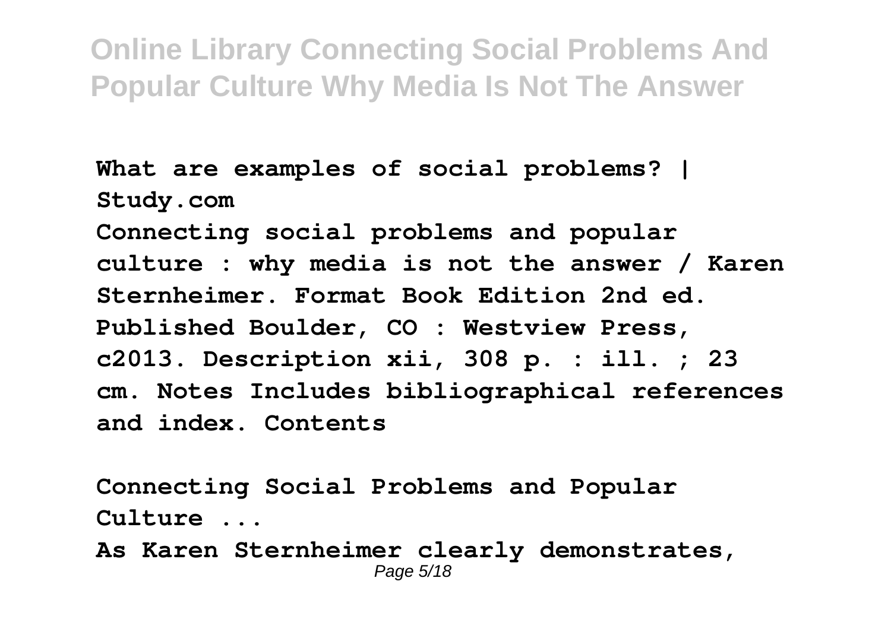**What are examples of social problems? | Study.com**

**Connecting social problems and popular culture : why media is not the answer / Karen Sternheimer. Format Book Edition 2nd ed. Published Boulder, CO : Westview Press, c2013. Description xii, 308 p. : ill. ; 23 cm. Notes Includes bibliographical references and index. Contents**

**Connecting Social Problems and Popular Culture ...**

**As Karen Sternheimer clearly demonstrates,**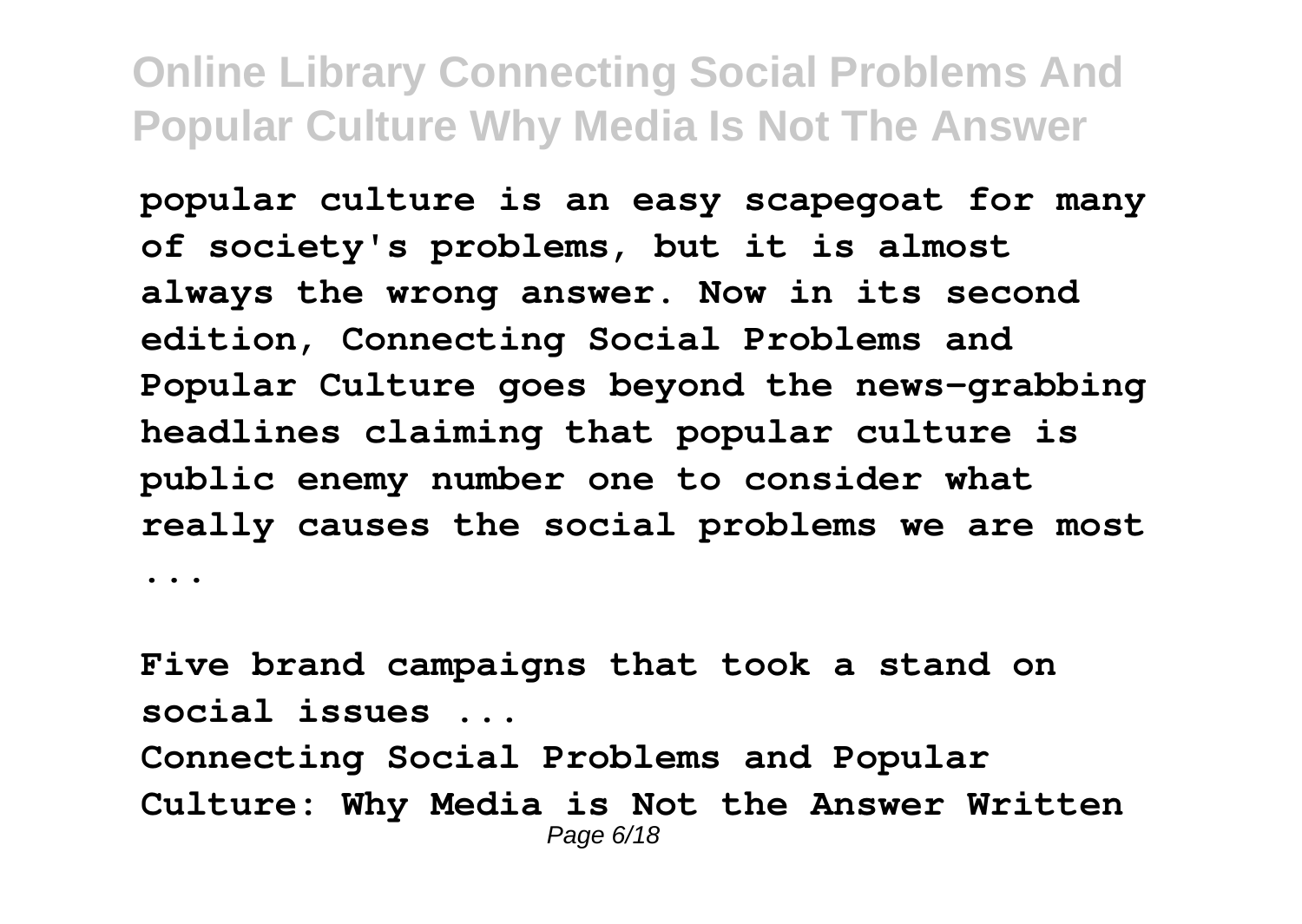**popular culture is an easy scapegoat for many of society's problems, but it is almost always the wrong answer. Now in its second edition, Connecting Social Problems and Popular Culture goes beyond the news-grabbing headlines claiming that popular culture is public enemy number one to consider what really causes the social problems we are most ...**

**Five brand campaigns that took a stand on social issues ...**

**Connecting Social Problems and Popular Culture: Why Media is Not the Answer Written**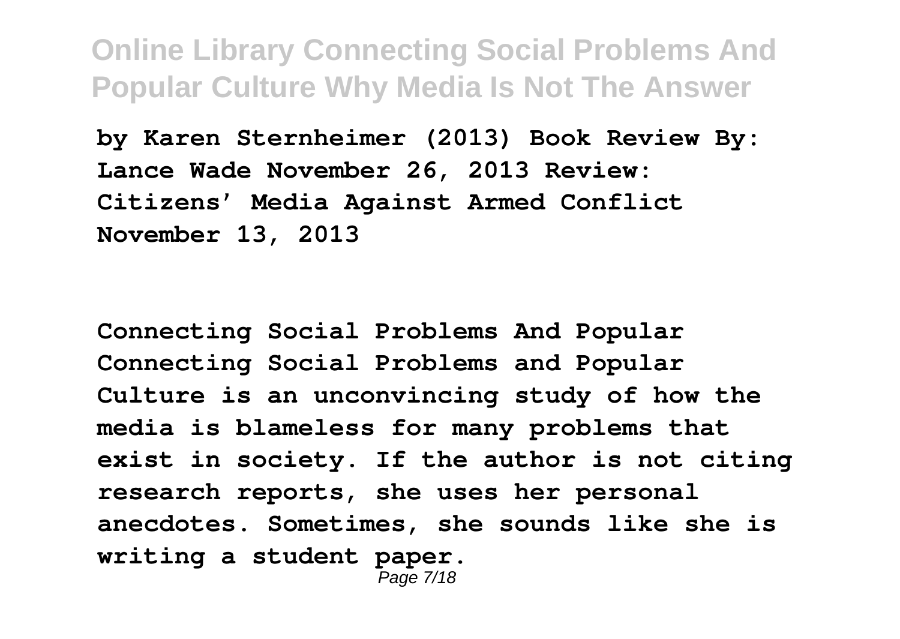**by Karen Sternheimer (2013) Book Review By: Lance Wade November 26, 2013 Review: Citizens' Media Against Armed Conflict November 13, 2013**

**Connecting Social Problems And Popular**

**Connecting Social Problems and Popular Culture is an unconvincing study of how the media is blameless for many problems that exist in society. If the author is not citing research reports, she uses her personal anecdotes. Sometimes, she sounds like she is writing a student paper.**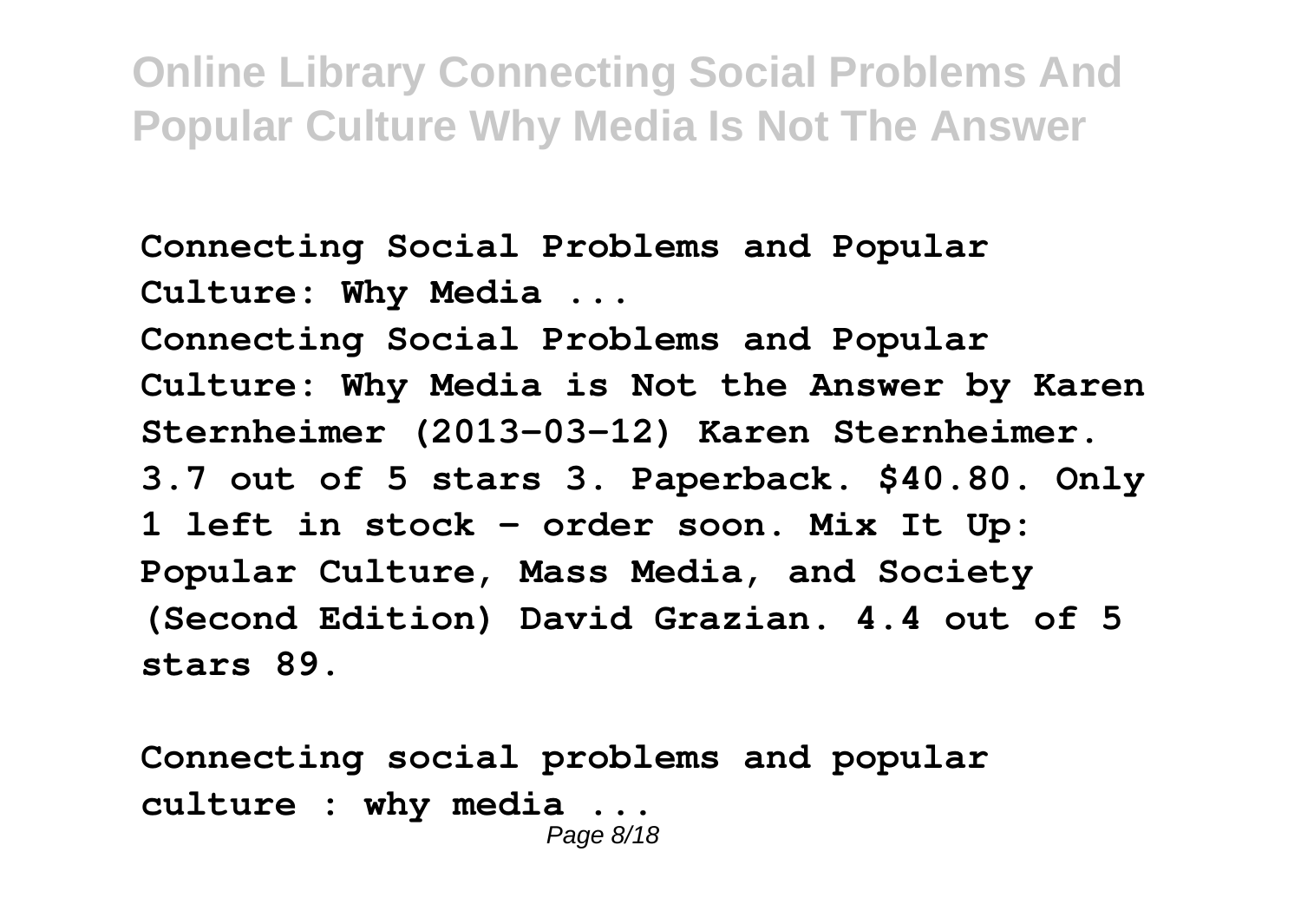**Connecting Social Problems and Popular Culture: Why Media ...**

**Connecting Social Problems and Popular Culture: Why Media is Not the Answer by Karen Sternheimer (2013-03-12) Karen Sternheimer. 3.7 out of 5 stars 3. Paperback. $40.80. Only 1 left in stock - order soon. Mix It Up: Popular Culture, Mass Media, and Society (Second Edition) David Grazian. 4.4 out of 5 stars 89.**

**Connecting social problems and popular culture : why media ...**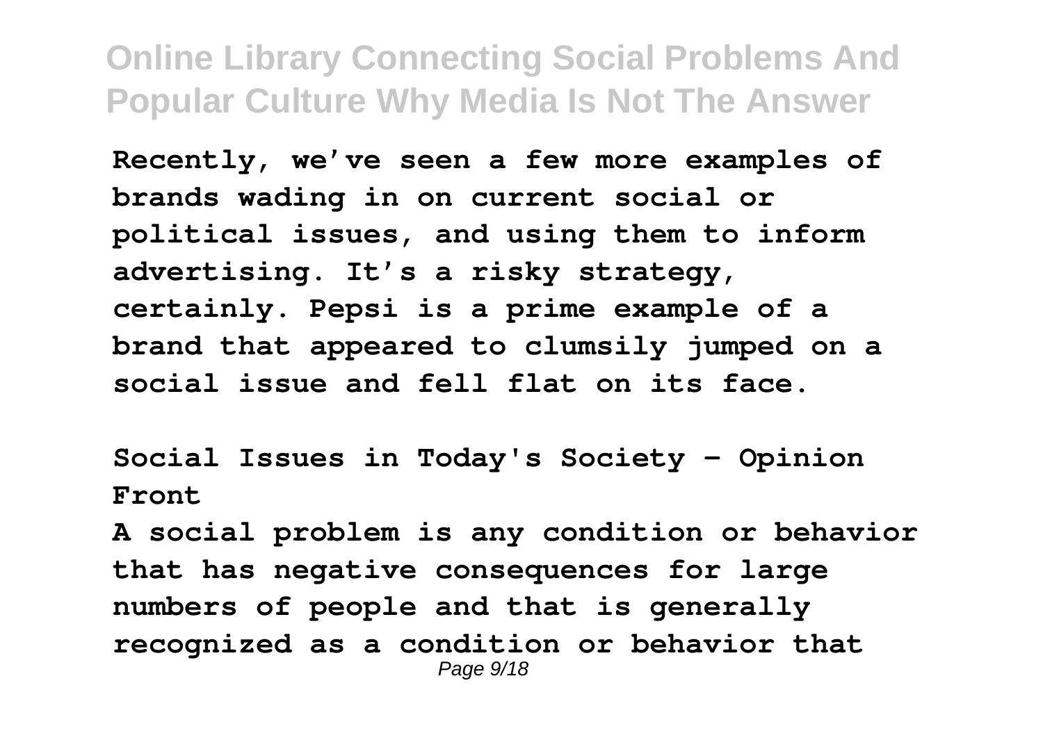Recently, we've seen a few more examples of brands wading in on current social or political issues, and using them to inform advertising. It's a risky strategy, certainly. Pepsi is a prime example of a brand that appeared to clumsily jumped on a social issue and fell flat on its face.

**Social Issues in Today's Society - Opinion Front**

A social problem is any condition or behavior that has negative consequences for large numbers of people and that is generally recognized as a condition or behavior that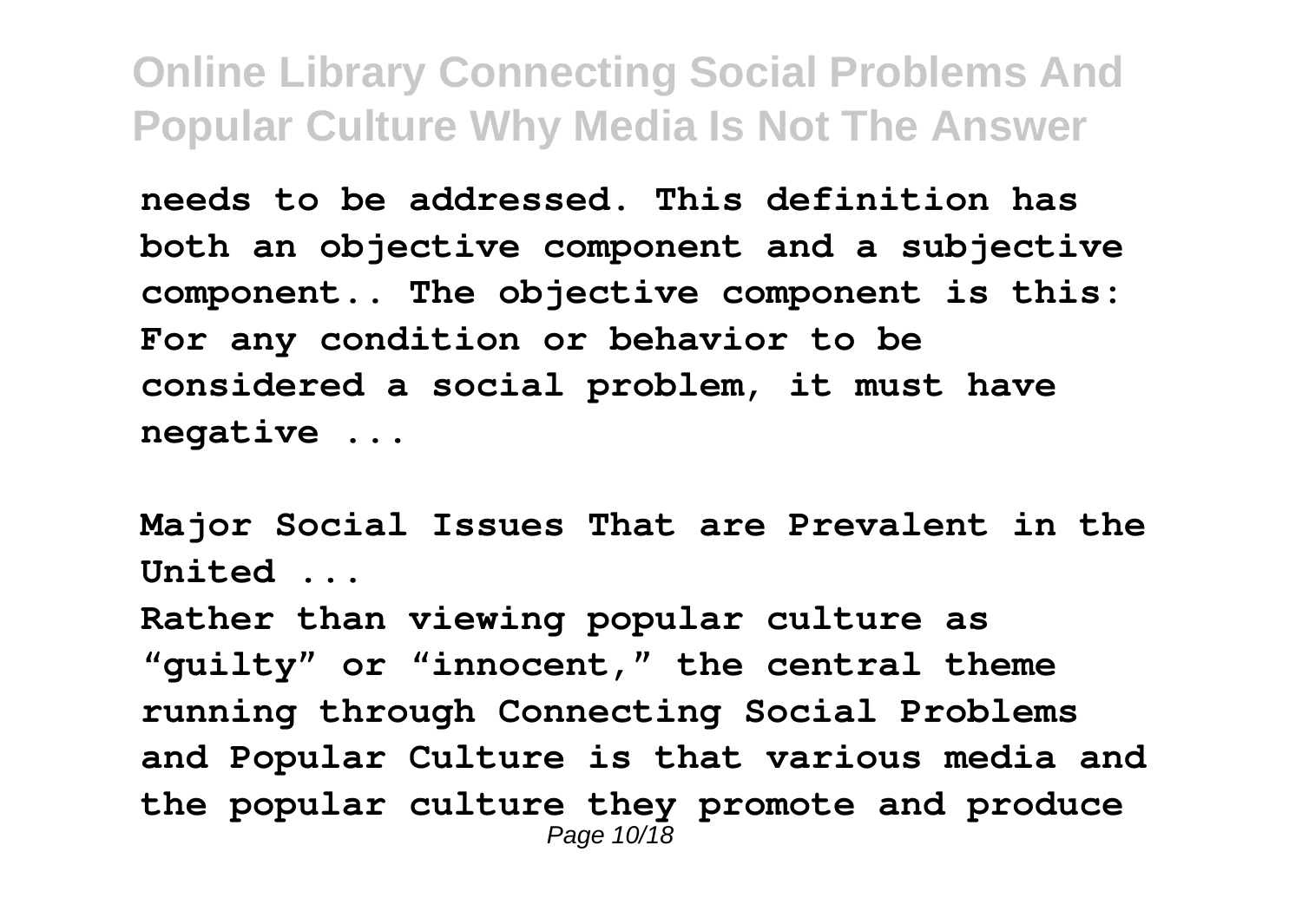**needs to be addressed. This definition has both an objective component and a subjective component.. The objective component is this: For any condition or behavior to be considered a social problem, it must have negative ...**

**Major Social Issues That are Prevalent in the United ...**

**Rather than viewing popular culture as "guilty" or "innocent," the central theme running through Connecting Social Problems and Popular Culture is that various media and the popular culture they promote and produce**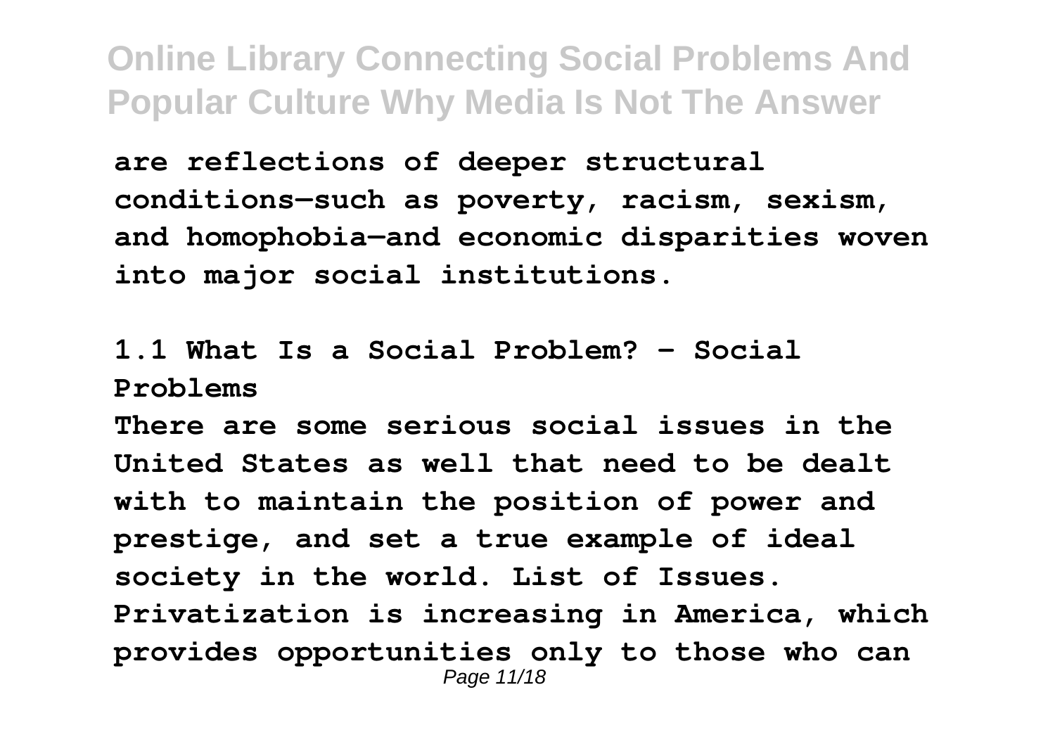are reflections of deeper structural conditions—such as poverty, racism, sexism, and homophobia—and economic disparities woven into major social institutions.

**1.1 What Is a Social Problem? – Social Problems**

There are some serious social issues in the United States as well that need to be dealt with to maintain the position of power and prestige, and set a true example of ideal society in the world. List of Issues. Privatization is increasing in America, which provides opportunities only to those who can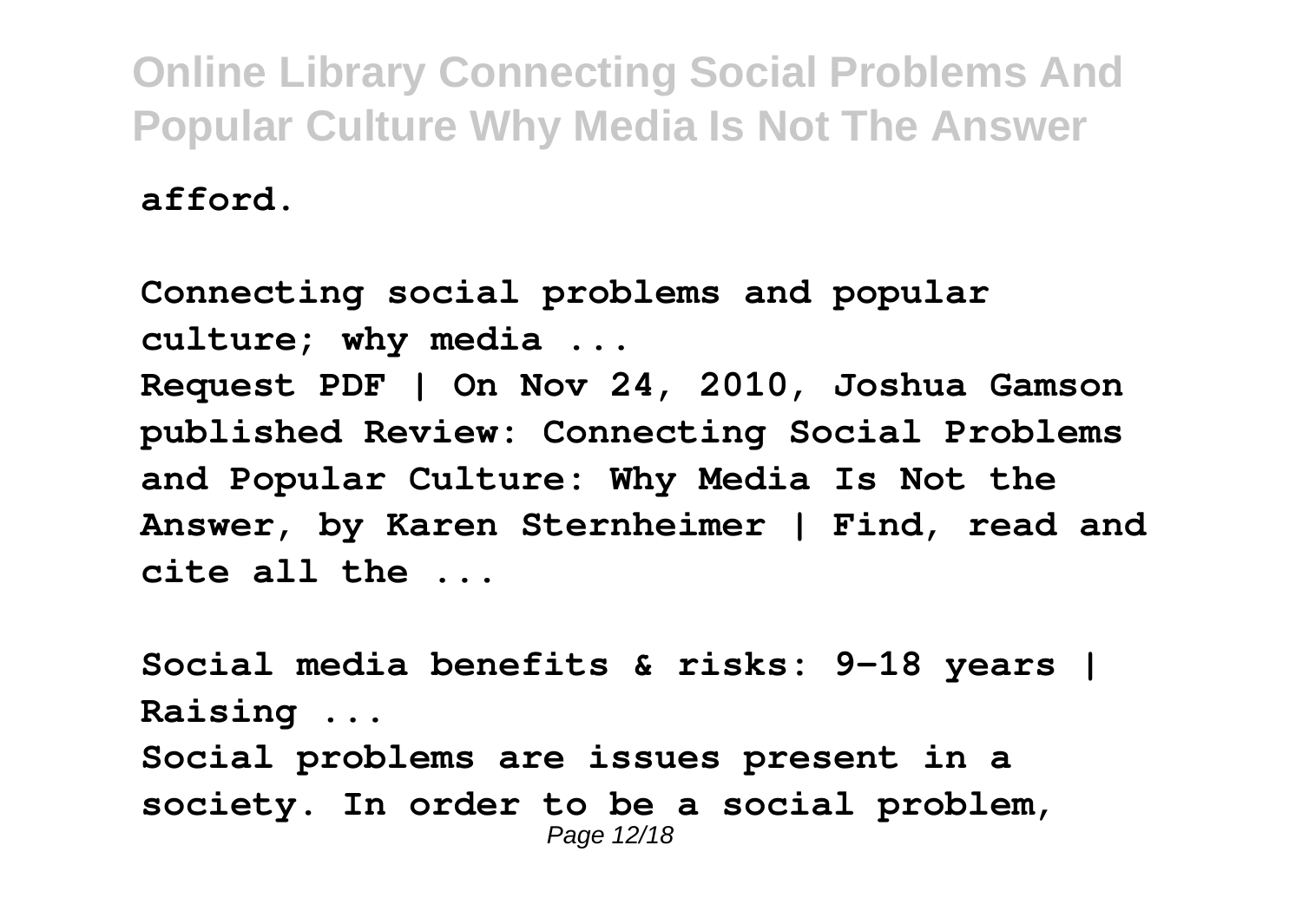**afford.**

**Connecting social problems and popular culture; why media ...**
**Request PDF | On Nov 24, 2010, Joshua Gamson published Review: Connecting Social Problems and Popular Culture: Why Media Is Not the Answer, by Karen Sternheimer | Find, read and cite all the ...**

**Social media benefits & risks: 9-18 years | Raising ...**
**Social problems are issues present in a society. In order to be a social problem,**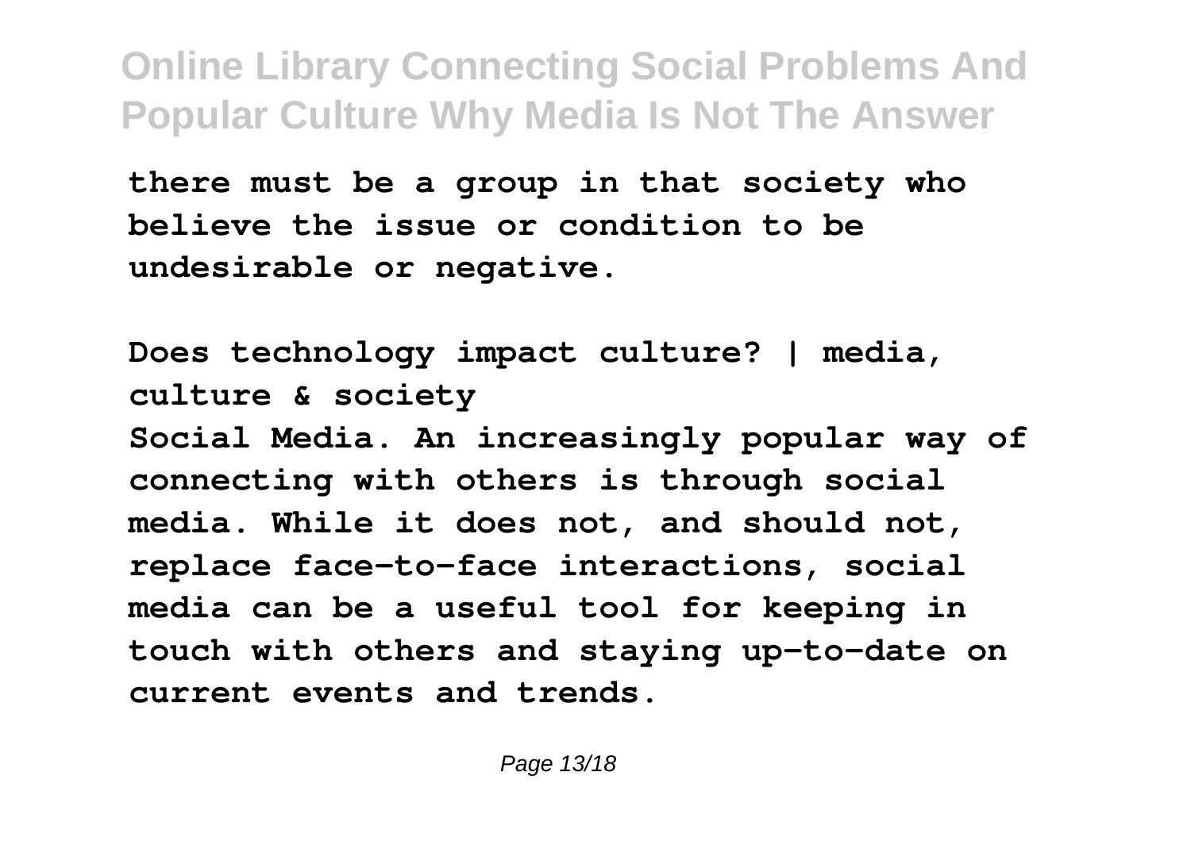**there must be a group in that society who believe the issue or condition to be undesirable or negative.**

**Does technology impact culture? | media, culture & society**

**Social Media. An increasingly popular way of connecting with others is through social media. While it does not, and should not, replace face-to-face interactions, social media can be a useful tool for keeping in touch with others and staying up-to-date on current events and trends.**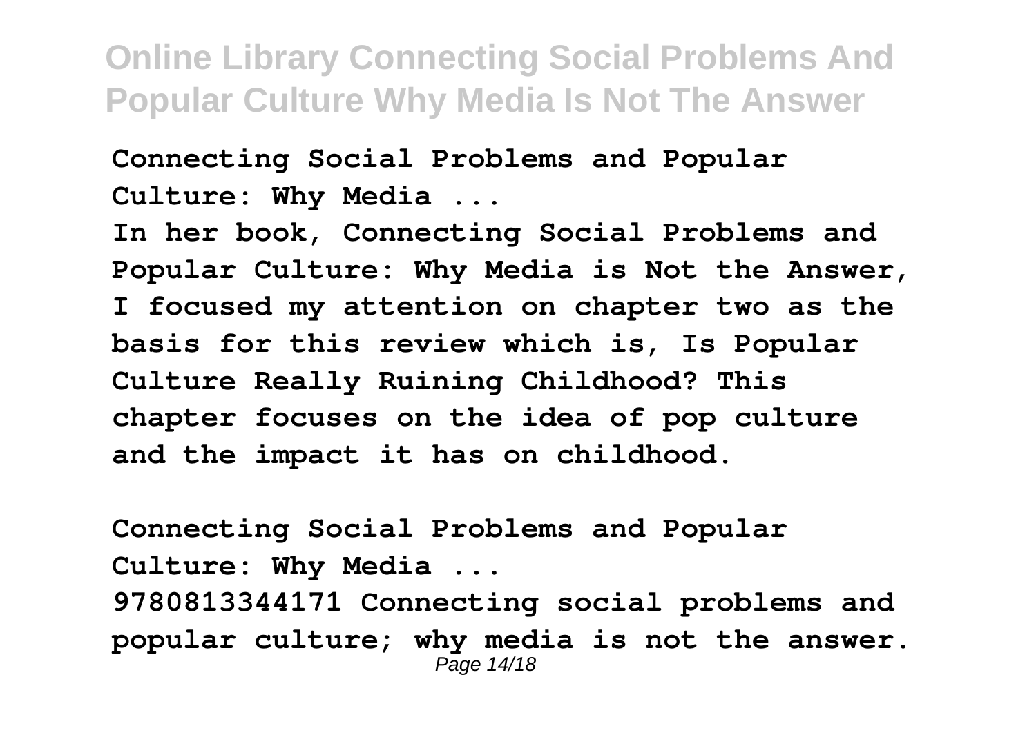**Connecting Social Problems and Popular Culture: Why Media ...**

**In her book, Connecting Social Problems and Popular Culture: Why Media is Not the Answer, I focused my attention on chapter two as the basis for this review which is, Is Popular Culture Really Ruining Childhood? This chapter focuses on the idea of pop culture and the impact it has on childhood.**

**Connecting Social Problems and Popular Culture: Why Media ...**

**9780813344171 Connecting social problems and popular culture; why media is not the answer.**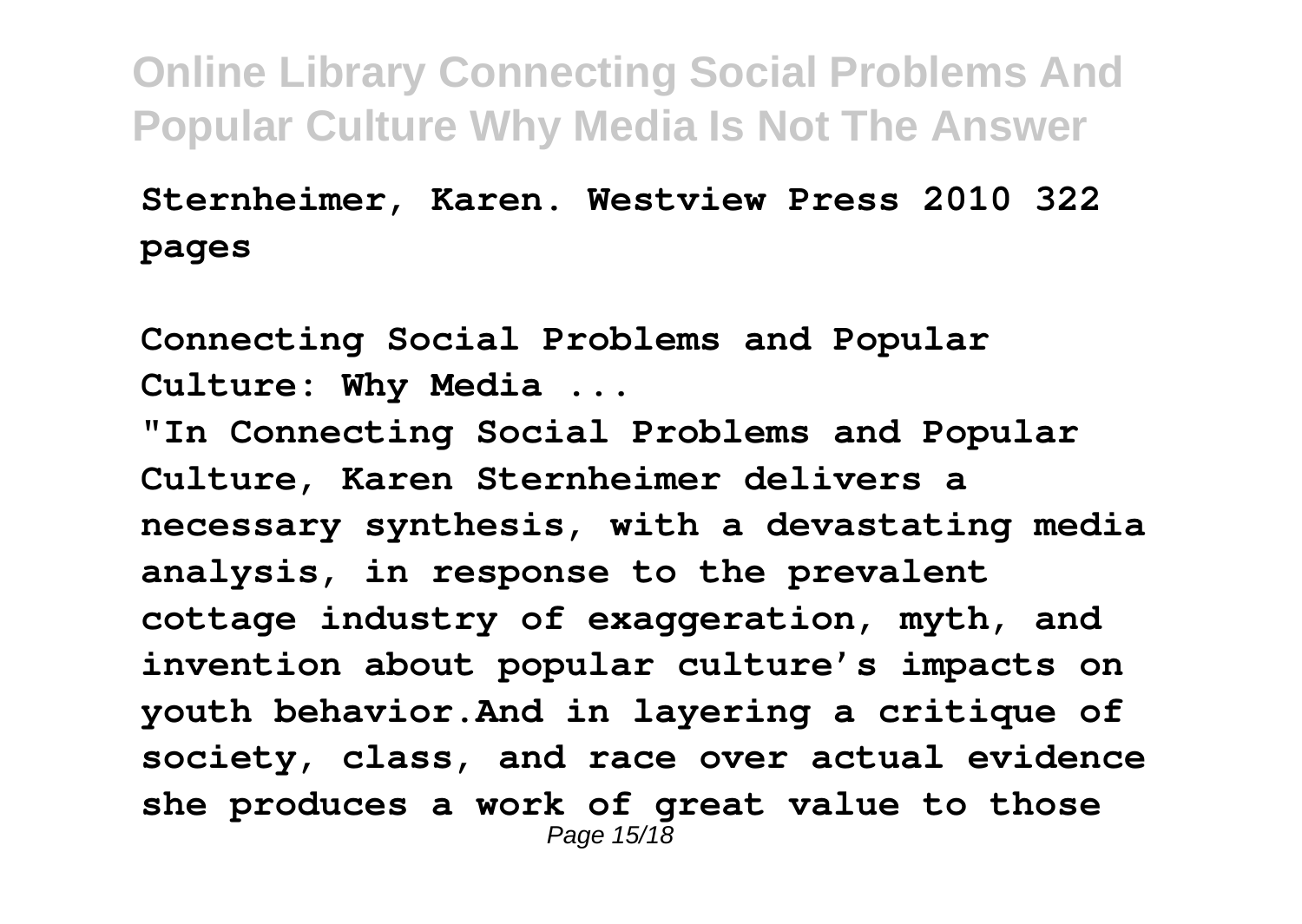**Sternheimer, Karen. Westview Press 2010 322 pages**

**Connecting Social Problems and Popular Culture: Why Media ...**

**"In Connecting Social Problems and Popular Culture, Karen Sternheimer delivers a necessary synthesis, with a devastating media analysis, in response to the prevalent cottage industry of exaggeration, myth, and invention about popular culture's impacts on youth behavior.And in layering a critique of society, class, and race over actual evidence she produces a work of great value to those**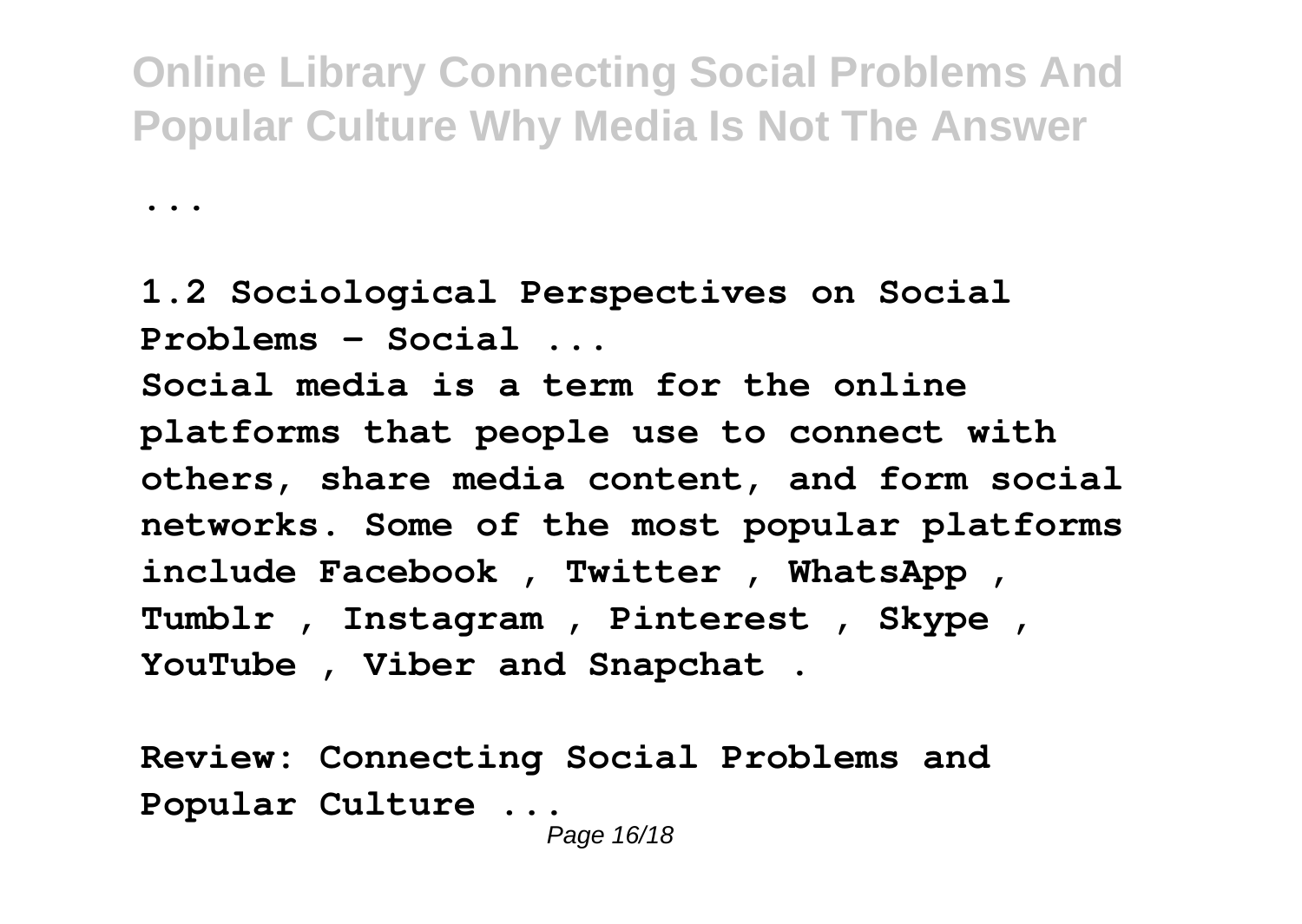...

**1.2 Sociological Perspectives on Social Problems – Social ...**

**Social media is a term for the online platforms that people use to connect with others, share media content, and form social networks. Some of the most popular platforms include Facebook , Twitter , WhatsApp , Tumblr , Instagram , Pinterest , Skype , YouTube , Viber and Snapchat .**

**Review: Connecting Social Problems and Popular Culture ...**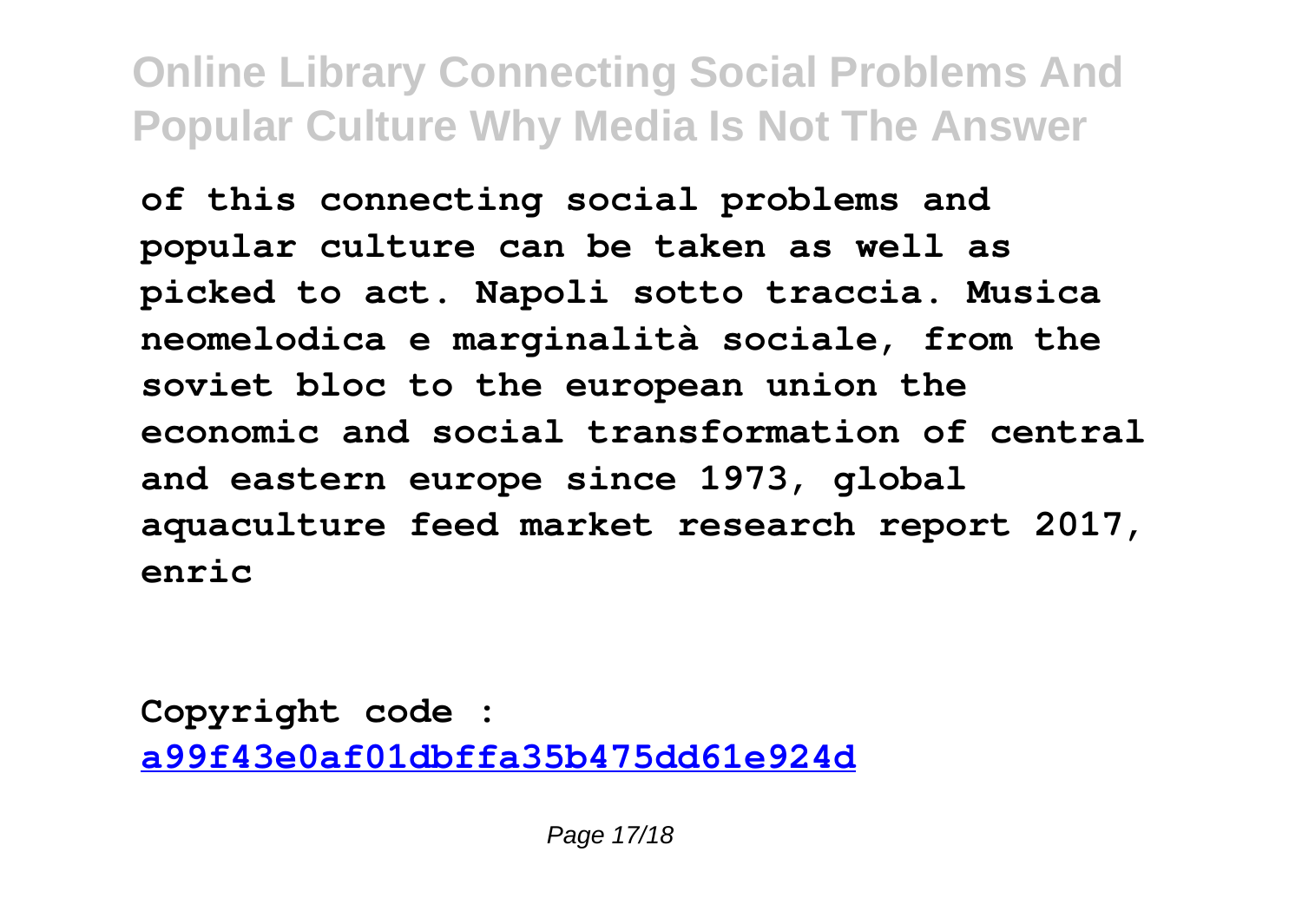**of this connecting social problems and popular culture can be taken as well as picked to act. Napoli sotto traccia. Musica neomelodica e marginalità sociale, from the soviet bloc to the european union the economic and social transformation of central and eastern europe since 1973, global aquaculture feed market research report 2017, enric**

**Copyright code : [a99f43e0af01dbffa35b475dd61e924d]()**